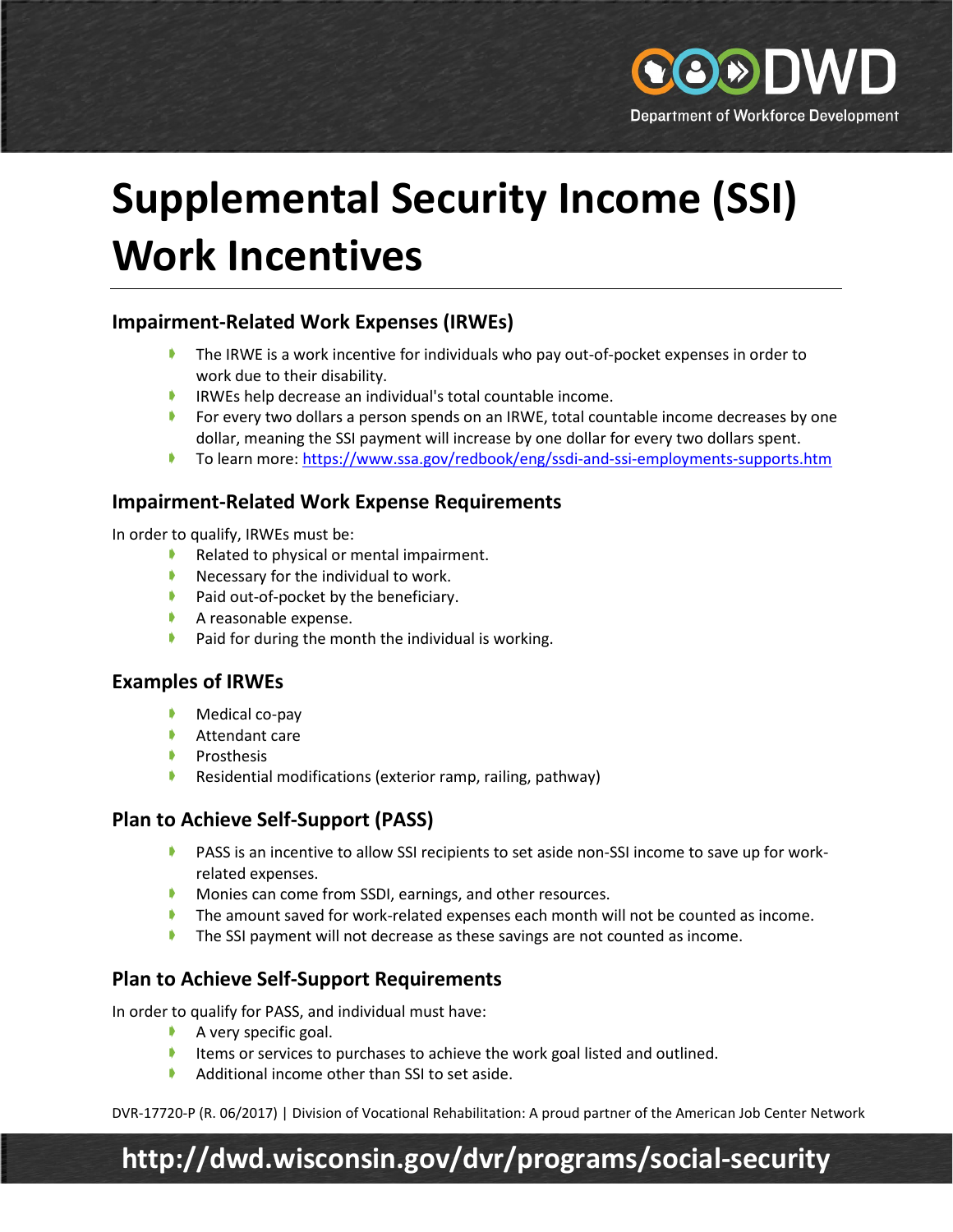# Supplemental Security Income (SSI) Work Incentives

## Impairment-Related Work Expenses (IRWEs)

- The IRWE is a work incentive for individuals who pay out-of-pocket expenses in order to work due to their disability.
- IRWEs help decrease an individual's total countable income.
- For every two dollars a person spends on an IRWE, total countable income decreases by one dollar, meaning the SSI payment will increase by one dollar for every two dollars spent.
- To learn more: https://www.ssa.gov/redbook/eng/ssdi-and-ssi-employments-supports.htm

## Impairment-Related Work Expense Requirements

In order to qualify, IRWEs must be:

- Related to physical or mental impairment.
- Necessary for the individual to work.
- Paid out-of-pocket by the beneficiary.
- A reasonable expense.
- Paid for during the month the individual is working.

## Examples of IRWEs

- Medical co-pay
- Attendant care
- Prosthesis
- Residential modifications (exterior ramp, railing, pathway)

## Plan to Achieve Self-Support (PASS)

- PASS is an incentive to allow SSI recipients to set aside non-SSI income to save up for work-related expenses.
- Monies can come from SSDI, earnings, and other resources.
- The amount saved for work-related expenses each month will not be counted as income.
- The SSI payment will not decrease as these savings are not counted as income.

## Plan to Achieve Self-Support Requirements

In order to qualify for PASS, and individual must have:

- A very specific goal.
- Items or services to purchases to achieve the work goal listed and outlined.
- Additional income other than SSI to set aside.

DVR-17720-P (R. 06/2017) | Division of Vocational Rehabilitation: A proud partner of the American Job Center Network

**http://dwd.wisconsin.gov/dvr/programs/social-security**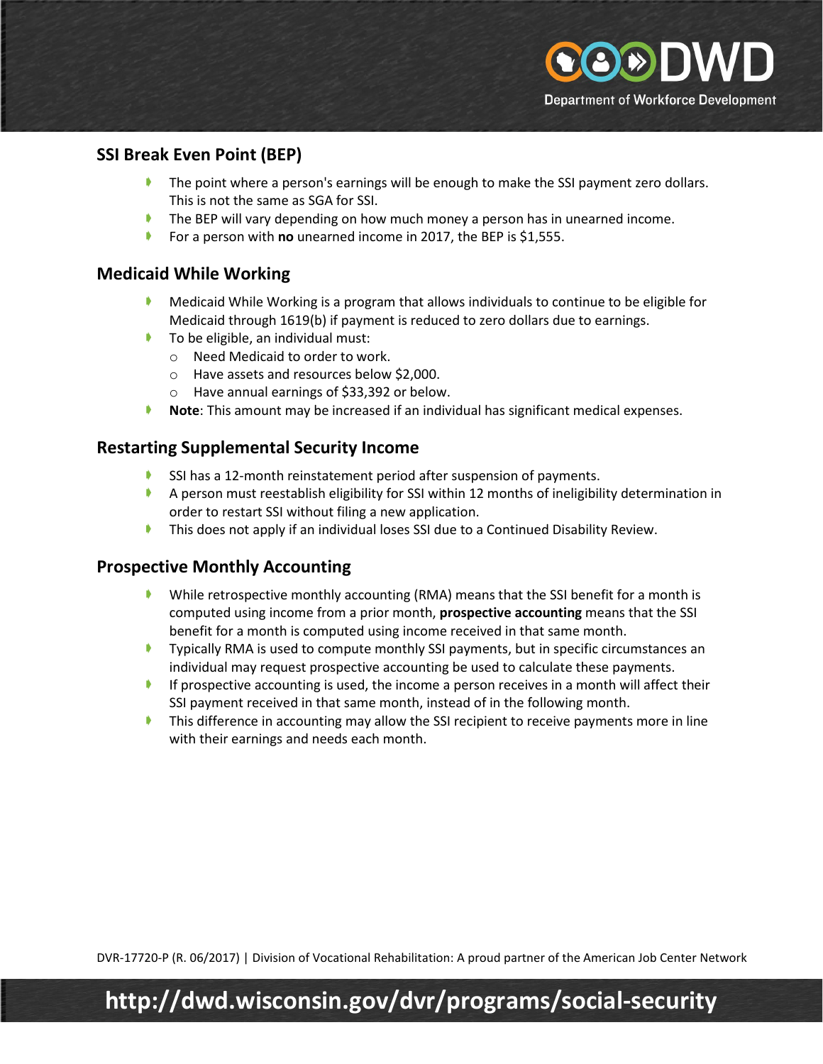## SSI Break Even Point (BEP)

- The point where a person's earnings will be enough to make the SSI payment zero dollars. This is not the same as SGA for SSI.
- The BEP will vary depending on how much money a person has in unearned income.
- For a person with **no** unearned income in 2017, the BEP is $1,555.

## Medicaid While Working

- Medicaid While Working is a program that allows individuals to continue to be eligible for Medicaid through 1619(b) if payment is reduced to zero dollars due to earnings.
- To be eligible, an individual must:
  - Need Medicaid to order to work.
  - Have assets and resources below $2,000.
  - Have annual earnings of $33,392 or below.
- **Note**: This amount may be increased if an individual has significant medical expenses.

## Restarting Supplemental Security Income

- SSI has a 12-month reinstatement period after suspension of payments.
- A person must reestablish eligibility for SSI within 12 months of ineligibility determination in order to restart SSI without filing a new application.
- This does not apply if an individual loses SSI due to a Continued Disability Review.

## Prospective Monthly Accounting

- While retrospective monthly accounting (RMA) means that the SSI benefit for a month is computed using income from a prior month, **prospective accounting** means that the SSI benefit for a month is computed using income received in that same month.
- Typically RMA is used to compute monthly SSI payments, but in specific circumstances an individual may request prospective accounting be used to calculate these payments.
- If prospective accounting is used, the income a person receives in a month will affect their SSI payment received in that same month, instead of in the following month.
- This difference in accounting may allow the SSI recipient to receive payments more in line with their earnings and needs each month.

DVR-17720-P (R. 06/2017) | Division of Vocational Rehabilitation: A proud partner of the American Job Center Network

**http://dwd.wisconsin.gov/dvr/programs/social-security**